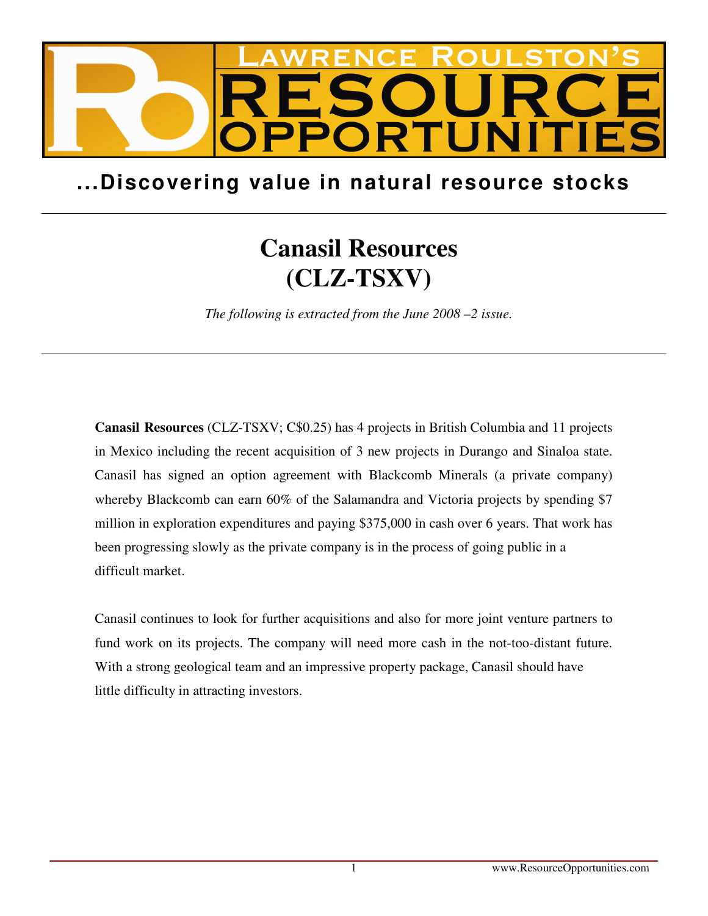# Lawrence Roulston's RESOURCE OPPORTUNITIES

## ...Discovering value in natural resource stocks

---

# Canasil Resources
# (CLZ-TSXV)

*The following is extracted from the June 2008 –2 issue.*

---

**Canasil Resources** (CLZ-TSXV; C$0.25) has 4 projects in British Columbia and 11 projects in Mexico including the recent acquisition of 3 new projects in Durango and Sinaloa state. Canasil has signed an option agreement with Blackcomb Minerals (a private company) whereby Blackcomb can earn 60% of the Salamandra and Victoria projects by spending $7 million in exploration expenditures and paying $375,000 in cash over 6 years. That work has been progressing slowly as the private company is in the process of going public in a difficult market.

Canasil continues to look for further acquisitions and also for more joint venture partners to fund work on its projects. The company will need more cash in the not-too-distant future. With a strong geological team and an impressive property package, Canasil should have little difficulty in attracting investors.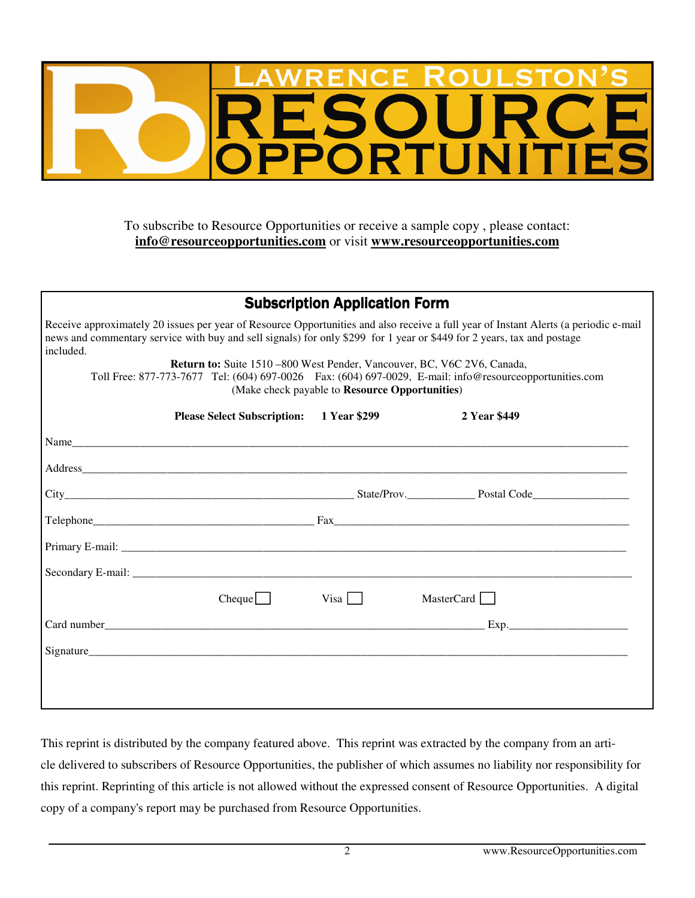# LAWRENCE ROULSTON'S RESOURCE OPPORTUNITIES

To subscribe to Resource Opportunities or receive a sample copy , please contact:
**info@resourceopportunities.com** or visit **www.resourceopportunities.com**

## Subscription Application Form

Receive approximately 20 issues per year of Resource Opportunities and also receive a full year of Instant Alerts (a periodic e-mail news and commentary service with buy and sell signals) for only $299 for 1 year or $449 for 2 years, tax and postage included.

**Return to:** Suite 1510 –800 West Pender, Vancouver, BC, V6C 2V6, Canada,
Toll Free: 877-773-7677 Tel: (604) 697-0026 Fax: (604) 697-0029, E-mail: info@resourceopportunities.com
(Make check payable to **Resource Opportunities**)

**Please Select Subscription:** **1 Year $299** **2 Year $449**

Name_______________________________________________

Address_____________________________________________

City______________________ State/Prov.___________ Postal Code_______________

Telephone____________________ Fax_________________________

Primary E-mail: _______________________________________

Secondary E-mail: _____________________________________

Cheque ☐ Visa ☐ MasterCard ☐

Card number_________________________________ Exp.____________________

Signature___________________________________________

This reprint is distributed by the company featured above. This reprint was extracted by the company from an article delivered to subscribers of Resource Opportunities, the publisher of which assumes no liability nor responsibility for this reprint. Reprinting of this article is not allowed without the expressed consent of Resource Opportunities. A digital copy of a company's report may be purchased from Resource Opportunities.